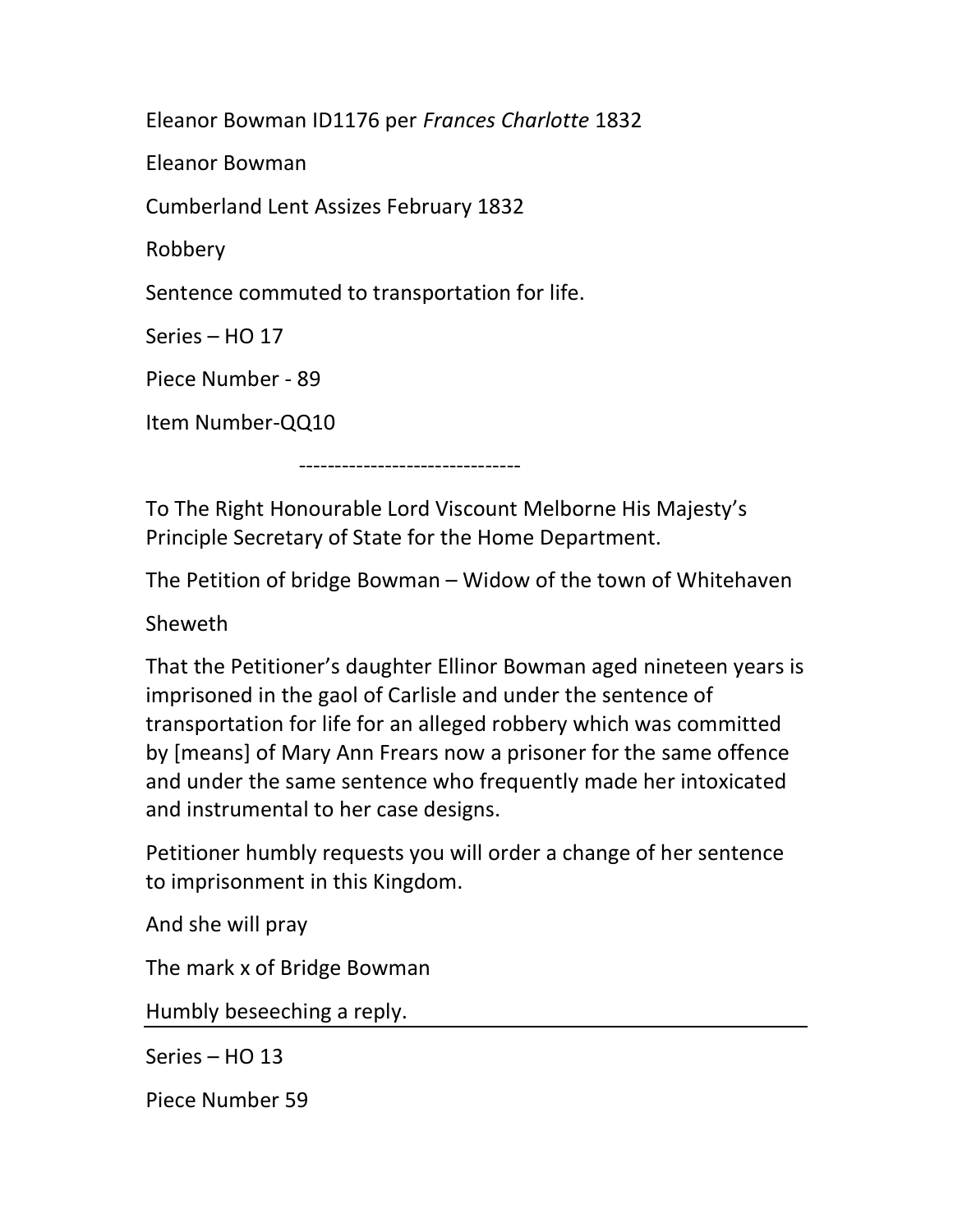Eleanor Bowman ID1176 per *Frances Charlotte* 1832

Eleanor Bowman

Cumberland Lent Assizes February 1832

Robbery

Sentence commuted to transportation for life.

Series – HO 17

Piece Number - 89

Item Number-QQ10

-------------------------------

To The Right Honourable Lord Viscount Melborne His Majesty's Principle Secretary of State for the Home Department.

The Petition of bridge Bowman – Widow of the town of Whitehaven

Sheweth

That the Petitioner's daughter Ellinor Bowman aged nineteen years is imprisoned in the gaol of Carlisle and under the sentence of transportation for life for an alleged robbery which was committed by [means] of Mary Ann Frears now a prisoner for the same offence and under the same sentence who frequently made her intoxicated and instrumental to her case designs.

Petitioner humbly requests you will order a change of her sentence to imprisonment in this Kingdom.

And she will pray

The mark x of Bridge Bowman

Humbly beseeching a reply.

---

Series – HO 13

Piece Number 59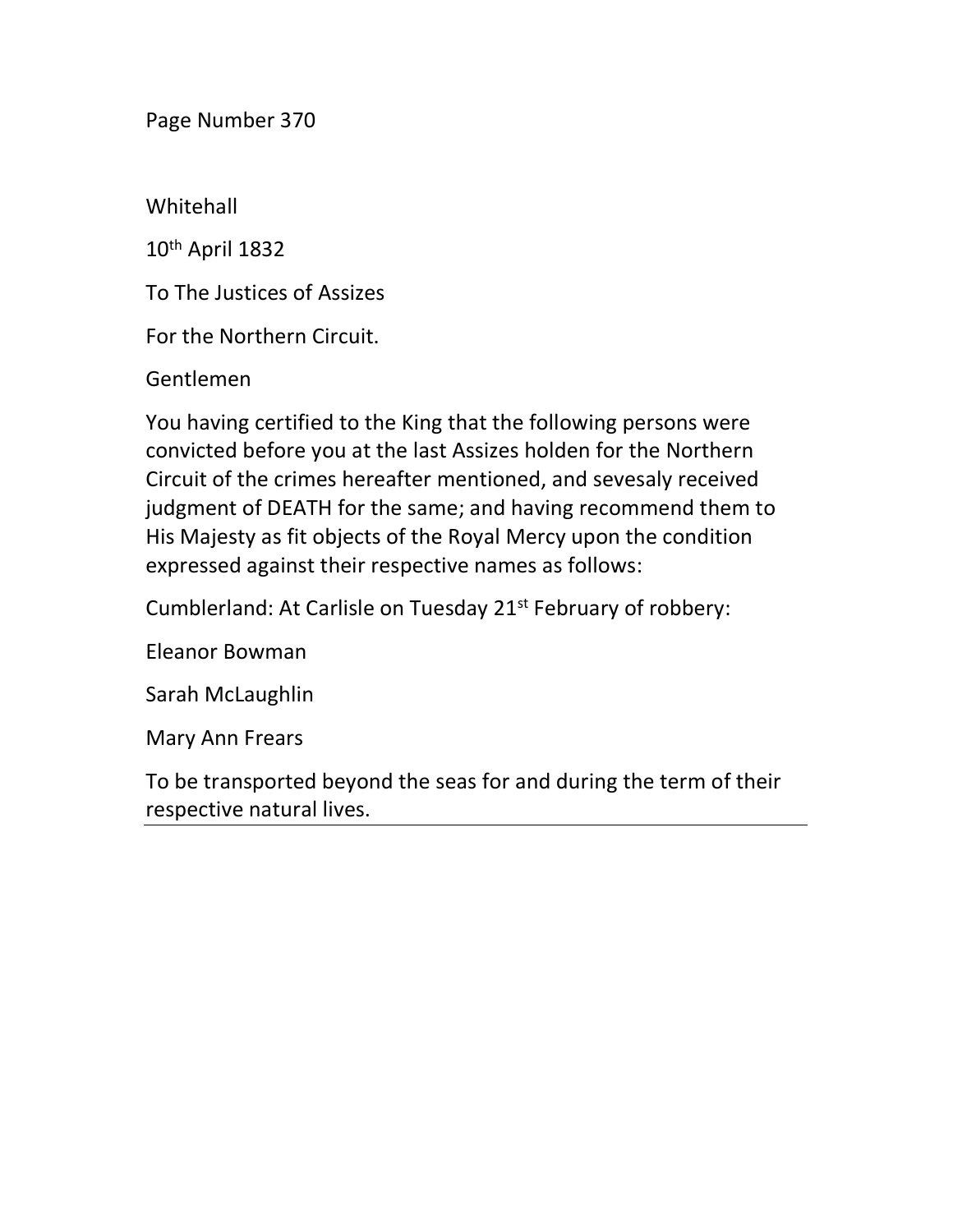Page Number 370

Whitehall

10th April 1832

To The Justices of Assizes

For the Northern Circuit.

Gentlemen

You having certified to the King that the following persons were convicted before you at the last Assizes holden for the Northern Circuit of the crimes hereafter mentioned, and sevesaly received judgment of DEATH for the same; and having recommend them to His Majesty as fit objects of the Royal Mercy upon the condition expressed against their respective names as follows:

Cumblerland: At Carlisle on Tuesday 21st February of robbery:

Eleanor Bowman

Sarah McLaughlin

Mary Ann Frears

To be transported beyond the seas for and during the term of their respective natural lives.

---